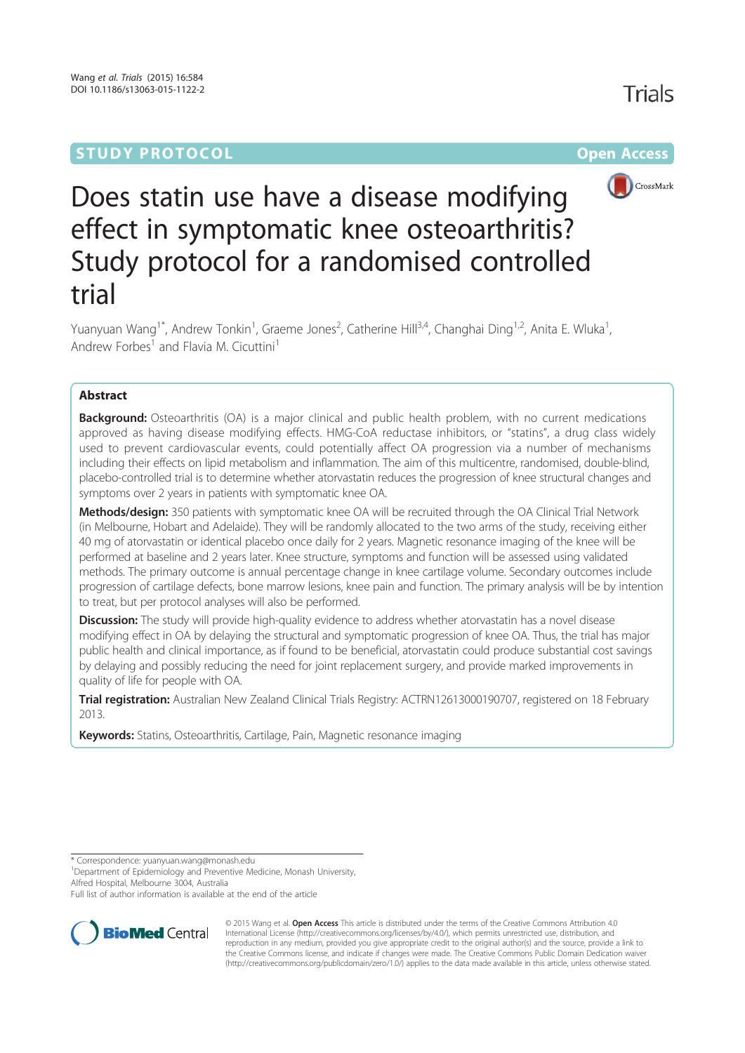STUDY PROTOCOL

Open Access

# Does statin use have a disease modifying effect in symptomatic knee osteoarthritis? Study protocol for a randomised controlled trial

Yuanyuan Wang[1*], Andrew Tonkin[1], Graeme Jones[2], Catherine Hill[3,4], Changhai Ding[1,2], Anita E. Wluka[1], Andrew Forbes[1] and Flavia M. Cicuttini[1]

## Abstract

**Background:** Osteoarthritis (OA) is a major clinical and public health problem, with no current medications approved as having disease modifying effects. HMG-CoA reductase inhibitors, or "statins", a drug class widely used to prevent cardiovascular events, could potentially affect OA progression via a number of mechanisms including their effects on lipid metabolism and inflammation. The aim of this multicentre, randomised, double-blind, placebo-controlled trial is to determine whether atorvastatin reduces the progression of knee structural changes and symptoms over 2 years in patients with symptomatic knee OA.

**Methods/design:** 350 patients with symptomatic knee OA will be recruited through the OA Clinical Trial Network (in Melbourne, Hobart and Adelaide). They will be randomly allocated to the two arms of the study, receiving either 40 mg of atorvastatin or identical placebo once daily for 2 years. Magnetic resonance imaging of the knee will be performed at baseline and 2 years later. Knee structure, symptoms and function will be assessed using validated methods. The primary outcome is annual percentage change in knee cartilage volume. Secondary outcomes include progression of cartilage defects, bone marrow lesions, knee pain and function. The primary analysis will be by intention to treat, but per protocol analyses will also be performed.

**Discussion:** The study will provide high-quality evidence to address whether atorvastatin has a novel disease modifying effect in OA by delaying the structural and symptomatic progression of knee OA. Thus, the trial has major public health and clinical importance, as if found to be beneficial, atorvastatin could produce substantial cost savings by delaying and possibly reducing the need for joint replacement surgery, and provide marked improvements in quality of life for people with OA.

**Trial registration:** Australian New Zealand Clinical Trials Registry: ACTRN12613000190707, registered on 18 February 2013.

**Keywords:** Statins, Osteoarthritis, Cartilage, Pain, Magnetic resonance imaging

---

* Correspondence: yuanyuan.wang@monash.edu
[1]Department of Epidemiology and Preventive Medicine, Monash University, Alfred Hospital, Melbourne 3004, Australia
Full list of author information is available at the end of the article

© 2015 Wang et al. **Open Access** This article is distributed under the terms of the Creative Commons Attribution 4.0 International License (http://creativecommons.org/licenses/by/4.0/), which permits unrestricted use, distribution, and reproduction in any medium, provided you give appropriate credit to the original author(s) and the source, provide a link to the Creative Commons license, and indicate if changes were made. The Creative Commons Public Domain Dedication waiver (http://creativecommons.org/publicdomain/zero/1.0/) applies to the data made available in this article, unless otherwise stated.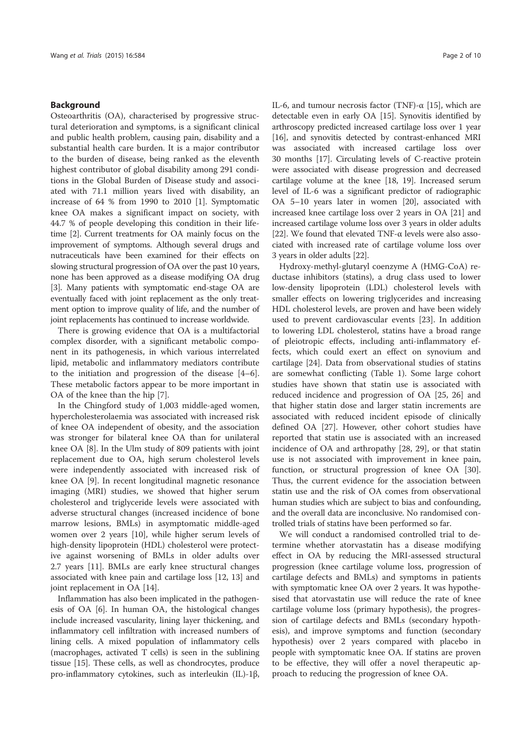## Background

Osteoarthritis (OA), characterised by progressive structural deterioration and symptoms, is a significant clinical and public health problem, causing pain, disability and a substantial health care burden. It is a major contributor to the burden of disease, being ranked as the eleventh highest contributor of global disability among 291 conditions in the Global Burden of Disease study and associated with 71.1 million years lived with disability, an increase of 64 % from 1990 to 2010 [1]. Symptomatic knee OA makes a significant impact on society, with 44.7 % of people developing this condition in their lifetime [2]. Current treatments for OA mainly focus on the improvement of symptoms. Although several drugs and nutraceuticals have been examined for their effects on slowing structural progression of OA over the past 10 years, none has been approved as a disease modifying OA drug [3]. Many patients with symptomatic end-stage OA are eventually faced with joint replacement as the only treatment option to improve quality of life, and the number of joint replacements has continued to increase worldwide.

There is growing evidence that OA is a multifactorial complex disorder, with a significant metabolic component in its pathogenesis, in which various interrelated lipid, metabolic and inflammatory mediators contribute to the initiation and progression of the disease [4–6]. These metabolic factors appear to be more important in OA of the knee than the hip [7].

In the Chingford study of 1,003 middle-aged women, hypercholesterolaemia was associated with increased risk of knee OA independent of obesity, and the association was stronger for bilateral knee OA than for unilateral knee OA [8]. In the Ulm study of 809 patients with joint replacement due to OA, high serum cholesterol levels were independently associated with increased risk of knee OA [9]. In recent longitudinal magnetic resonance imaging (MRI) studies, we showed that higher serum cholesterol and triglyceride levels were associated with adverse structural changes (increased incidence of bone marrow lesions, BMLs) in asymptomatic middle-aged women over 2 years [10], while higher serum levels of high-density lipoprotein (HDL) cholesterol were protective against worsening of BMLs in older adults over 2.7 years [11]. BMLs are early knee structural changes associated with knee pain and cartilage loss [12, 13] and joint replacement in OA [14].

Inflammation has also been implicated in the pathogenesis of OA [6]. In human OA, the histological changes include increased vascularity, lining layer thickening, and inflammatory cell infiltration with increased numbers of lining cells. A mixed population of inflammatory cells (macrophages, activated T cells) is seen in the sublining tissue [15]. These cells, as well as chondrocytes, produce pro-inflammatory cytokines, such as interleukin (IL)-1β, IL-6, and tumour necrosis factor (TNF)-α [15], which are detectable even in early OA [15]. Synovitis identified by arthroscopy predicted increased cartilage loss over 1 year [16], and synovitis detected by contrast-enhanced MRI was associated with increased cartilage loss over 30 months [17]. Circulating levels of C-reactive protein were associated with disease progression and decreased cartilage volume at the knee [18, 19]. Increased serum level of IL-6 was a significant predictor of radiographic OA 5–10 years later in women [20], associated with increased knee cartilage loss over 2 years in OA [21] and increased cartilage volume loss over 3 years in older adults [22]. We found that elevated TNF-α levels were also associated with increased rate of cartilage volume loss over 3 years in older adults [22].

Hydroxy-methyl-glutaryl coenzyme A (HMG-CoA) reductase inhibitors (statins), a drug class used to lower low-density lipoprotein (LDL) cholesterol levels with smaller effects on lowering triglycerides and increasing HDL cholesterol levels, are proven and have been widely used to prevent cardiovascular events [23]. In addition to lowering LDL cholesterol, statins have a broad range of pleiotropic effects, including anti-inflammatory effects, which could exert an effect on synovium and cartilage [24]. Data from observational studies of statins are somewhat conflicting (Table 1). Some large cohort studies have shown that statin use is associated with reduced incidence and progression of OA [25, 26] and that higher statin dose and larger statin increments are associated with reduced incident episode of clinically defined OA [27]. However, other cohort studies have reported that statin use is associated with an increased incidence of OA and arthropathy [28, 29], or that statin use is not associated with improvement in knee pain, function, or structural progression of knee OA [30]. Thus, the current evidence for the association between statin use and the risk of OA comes from observational human studies which are subject to bias and confounding, and the overall data are inconclusive. No randomised controlled trials of statins have been performed so far.

We will conduct a randomised controlled trial to determine whether atorvastatin has a disease modifying effect in OA by reducing the MRI-assessed structural progression (knee cartilage volume loss, progression of cartilage defects and BMLs) and symptoms in patients with symptomatic knee OA over 2 years. It was hypothesised that atorvastatin use will reduce the rate of knee cartilage volume loss (primary hypothesis), the progression of cartilage defects and BMLs (secondary hypothesis), and improve symptoms and function (secondary hypothesis) over 2 years compared with placebo in people with symptomatic knee OA. If statins are proven to be effective, they will offer a novel therapeutic approach to reducing the progression of knee OA.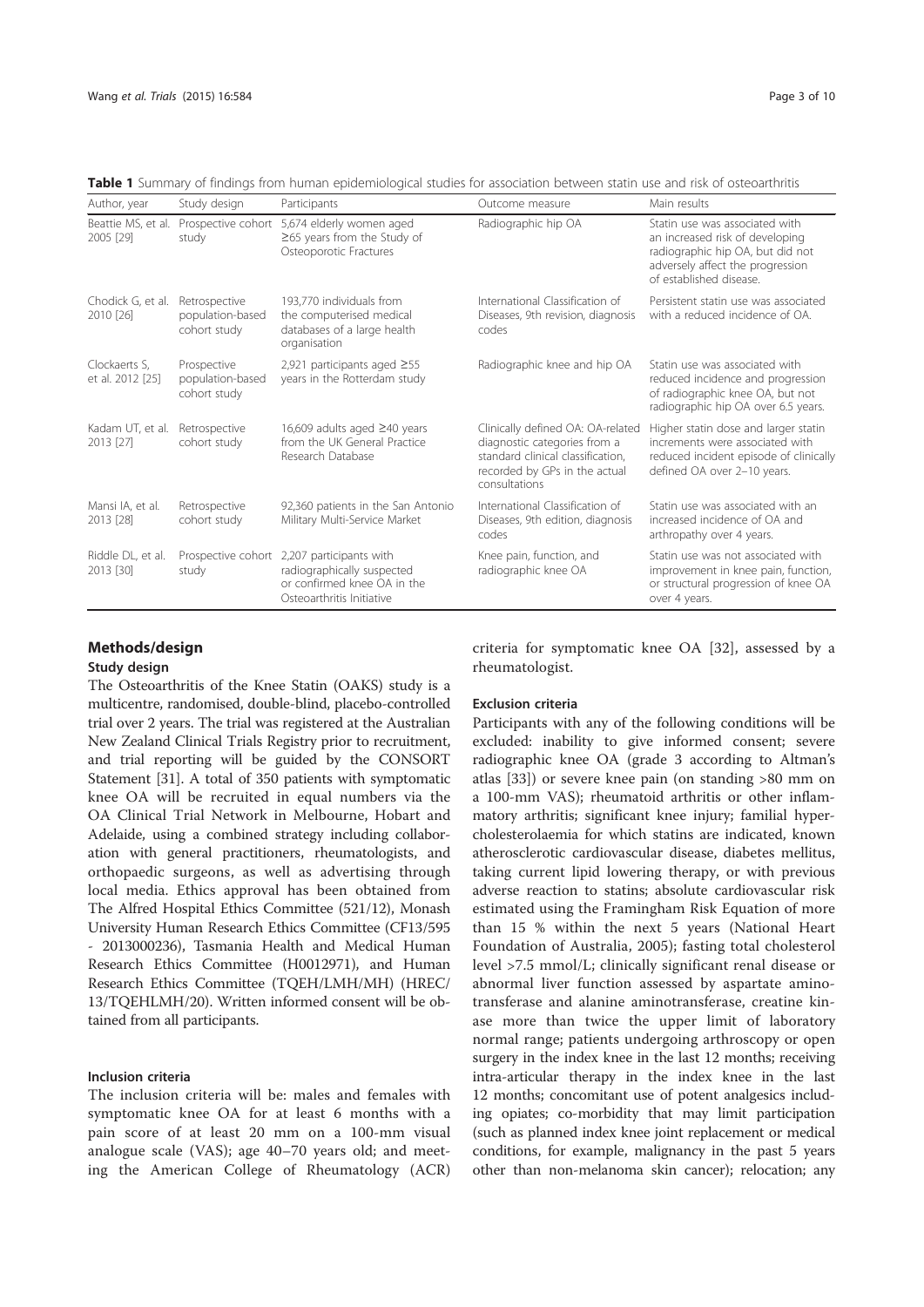**Table 1** Summary of findings from human epidemiological studies for association between statin use and risk of osteoarthritis

| Author, year | Study design | Participants | Outcome measure | Main results |
|---|---|---|---|---|
| Beattie MS, et al. 2005 [29] | Prospective cohort study | 5,674 elderly women aged ≥65 years from the Study of Osteoporotic Fractures | Radiographic hip OA | Statin use was associated with an increased risk of developing radiographic hip OA, but did not adversely affect the progression of established disease. |
| Chodick G, et al. 2010 [26] | Retrospective population-based cohort study | 193,770 individuals from the computerised medical databases of a large health organisation | International Classification of Diseases, 9th revision, diagnosis codes | Persistent statin use was associated with a reduced incidence of OA. |
| Clockaerts S, et al. 2012 [25] | Prospective population-based cohort study | 2,921 participants aged ≥55 years in the Rotterdam study | Radiographic knee and hip OA | Statin use was associated with reduced incidence and progression of radiographic knee OA, but not radiographic hip OA over 6.5 years. |
| Kadam UT, et al. 2013 [27] | Retrospective cohort study | 16,609 adults aged ≥40 years from the UK General Practice Research Database | Clinically defined OA: OA-related diagnostic categories from a standard clinical classification, recorded by GPs in the actual consultations | Higher statin dose and larger statin increments were associated with reduced incident episode of clinically defined OA over 2–10 years. |
| Mansi IA, et al. 2013 [28] | Retrospective cohort study | 92,360 patients in the San Antonio Military Multi-Service Market | International Classification of Diseases, 9th edition, diagnosis codes | Statin use was associated with an increased risk of OA and arthropathy over 4 years. |
| Riddle DL, et al. 2013 [30] | Prospective cohort study | 2,207 participants with radiographically suspected or confirmed knee OA in the Osteoarthritis Initiative | Knee pain, function, and radiographic knee OA | Statin use was not associated with improvement in knee pain, function, or structural progression of knee OA over 4 years. |

## Methods/design

### Study design

The Osteoarthritis of the Knee Statin (OAKS) study is a multicentre, randomised, double-blind, placebo-controlled trial over 2 years. The trial was registered at the Australian New Zealand Clinical Trials Registry prior to recruitment, and trial reporting will be guided by the CONSORT Statement [31]. A total of 350 patients with symptomatic knee OA will be recruited in equal numbers via the OA Clinical Trial Network in Melbourne, Hobart and Adelaide, using a combined strategy including collaboration with general practitioners, rheumatologists, and orthopaedic surgeons, as well as advertising through local media. Ethics approval has been obtained from The Alfred Hospital Ethics Committee (521/12), Monash University Human Research Ethics Committee (CF13/595 - 2013000236), Tasmania Health and Medical Human Research Ethics Committee (H0012971), and Human Research Ethics Committee (TQEH/LMH/MH) (HREC/13/TQEHLMH/20). Written informed consent will be obtained from all participants.

### Inclusion criteria

The inclusion criteria will be: males and females with symptomatic knee OA for at least 6 months with a pain score of at least 20 mm on a 100-mm visual analogue scale (VAS); age 40–70 years old; and meeting the American College of Rheumatology (ACR) criteria for symptomatic knee OA [32], assessed by a rheumatologist.

### Exclusion criteria

Participants with any of the following conditions will be excluded: inability to give informed consent; severe radiographic knee OA (grade 3 according to Altman's atlas [33]) or severe knee pain (on standing >80 mm on a 100-mm VAS); rheumatoid arthritis or other inflammatory arthritis; significant knee injury; familial hypercholesterolaemia for which statins are indicated, known atherosclerotic cardiovascular disease, diabetes mellitus, taking current lipid lowering therapy, or with previous adverse reaction to statins; absolute cardiovascular risk estimated using the Framingham Risk Equation of more than 15 % within the next 5 years (National Heart Foundation of Australia, 2005); fasting total cholesterol level >7.5 mmol/L; clinically significant renal disease or abnormal liver function assessed by aspartate aminotransferase and alanine aminotransferase, creatine kinase more than twice the upper limit of laboratory normal range; patients undergoing arthroscopy or open surgery in the index knee in the last 12 months; receiving intra-articular therapy in the index knee in the last 12 months; concomitant use of potent analgesics including opiates; co-morbidity that may limit participation (such as planned index knee joint replacement or medical conditions, for example, malignancy in the past 5 years other than non-melanoma skin cancer); relocation; any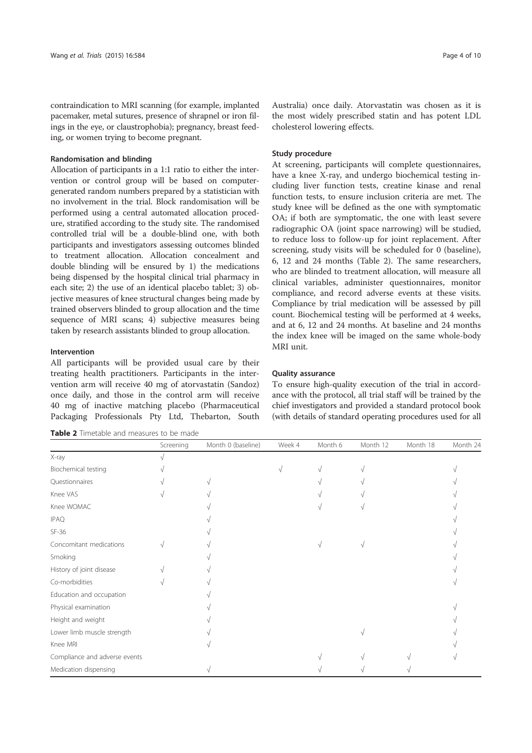contraindication to MRI scanning (for example, implanted pacemaker, metal sutures, presence of shrapnel or iron filings in the eye, or claustrophobia); pregnancy, breast feeding, or women trying to become pregnant.

#### Randomisation and blinding

Allocation of participants in a 1:1 ratio to either the intervention or control group will be based on computer-generated random numbers prepared by a statistician with no involvement in the trial. Block randomisation will be performed using a central automated allocation procedure, stratified according to the study site. The randomised controlled trial will be a double-blind one, with both participants and investigators assessing outcomes blinded to treatment allocation. Allocation concealment and double blinding will be ensured by 1) the medications being dispensed by the hospital clinical trial pharmacy in each site; 2) the use of an identical placebo tablet; 3) objective measures of knee structural changes being made by trained observers blinded to group allocation and the time sequence of MRI scans; 4) subjective measures being taken by research assistants blinded to group allocation.

#### Intervention

All participants will be provided usual care by their treating health practitioners. Participants in the intervention arm will receive 40 mg of atorvastatin (Sandoz) once daily, and those in the control arm will receive 40 mg of inactive matching placebo (Pharmaceutical Packaging Professionals Pty Ltd, Thebarton, South Australia) once daily. Atorvastatin was chosen as it is the most widely prescribed statin and has potent LDL cholesterol lowering effects.

#### Study procedure

At screening, participants will complete questionnaires, have a knee X-ray, and undergo biochemical testing including liver function tests, creatine kinase and renal function tests, to ensure inclusion criteria are met. The study knee will be defined as the one with symptomatic OA; if both are symptomatic, the one with least severe radiographic OA (joint space narrowing) will be studied, to reduce loss to follow-up for joint replacement. After screening, study visits will be scheduled for 0 (baseline), 6, 12 and 24 months (Table 2). The same researchers, who are blinded to treatment allocation, will measure all clinical variables, administer questionnaires, monitor compliance, and record adverse events at these visits. Compliance by trial medication will be assessed by pill count. Biochemical testing will be performed at 4 weeks, and at 6, 12 and 24 months. At baseline and 24 months the index knee will be imaged on the same whole-body MRI unit.

#### Quality assurance

To ensure high-quality execution of the trial in accordance with the protocol, all trial staff will be trained by the chief investigators and provided a standard protocol book (with details of standard operating procedures used for all

**Table 2** Timetable and measures to be made

| | Screening | Month 0 (baseline) | Week 4 | Month 6 | Month 12 | Month 18 | Month 24 |
|---|---|---|---|---|---|---|---|
| X-ray | √ | | | | | | |
| Biochemical testing | √ | | √ | √ | √ | | √ |
| Questionnaires | √ | √ | | √ | √ | | √ |
| Knee VAS | √ | √ | | √ | √ | | √ |
| Knee WOMAC | | √ | | √ | √ | | √ |
| IPAQ | | √ | | | | | √ |
| SF-36 | | √ | | | | | √ |
| Concomitant medications | √ | √ | | √ | √ | | √ |
| Smoking | | √ | | | | | √ |
| History of joint disease | √ | √ | | | | | √ |
| Co-morbidities | √ | √ | | | | | √ |
| Education and occupation | | √ | | | | | |
| Physical examination | | √ | | | | | √ |
| Height and weight | | √ | | | | | √ |
| Lower limb muscle strength | | √ | | | √ | | √ |
| Knee MRI | | √ | | | | | √ |
| Compliance and adverse events | | | | √ | √ | √ | √ |
| Medication dispensing | | √ | | √ | √ | √ | |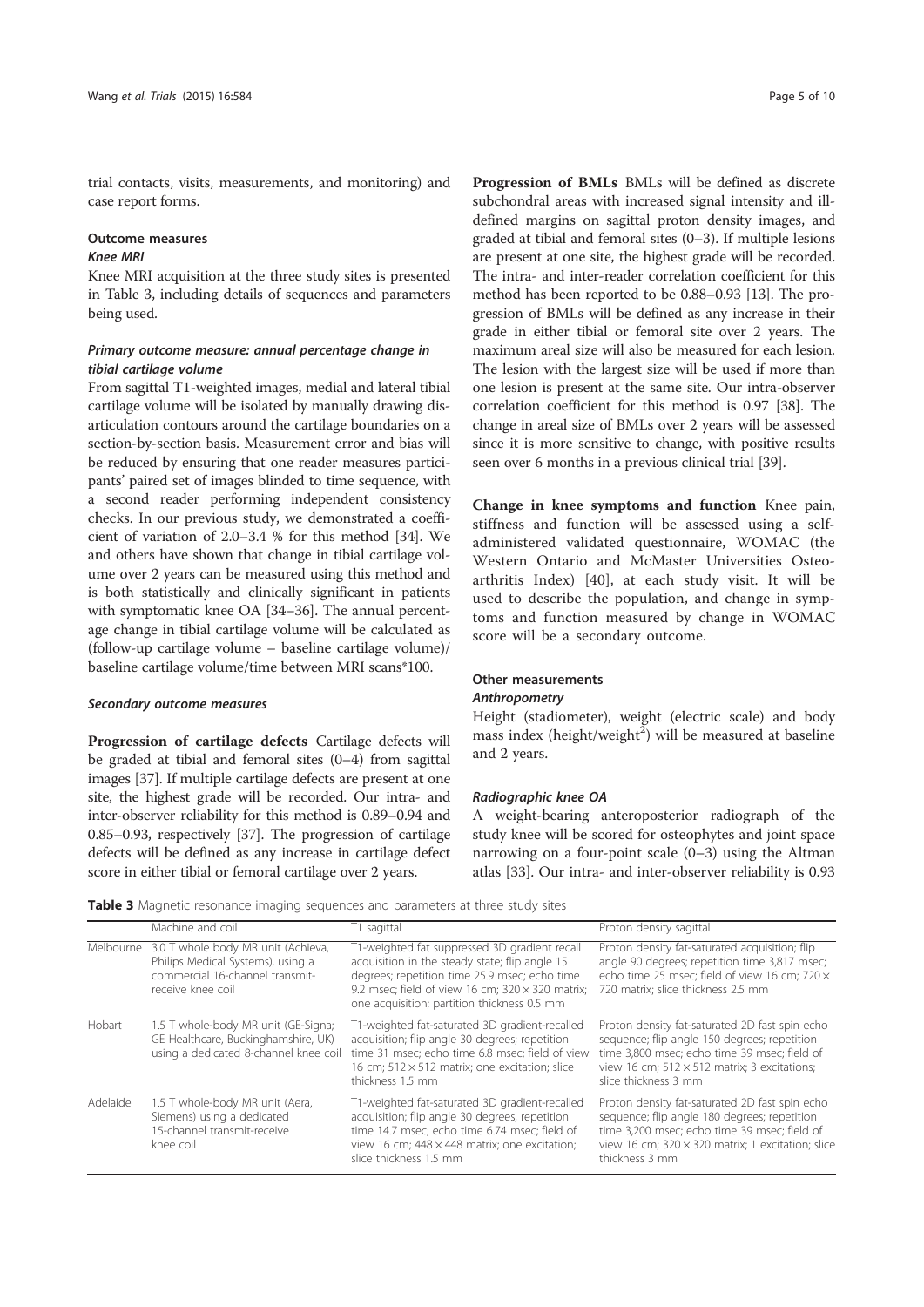trial contacts, visits, measurements, and monitoring) and case report forms.

### Outcome measures

#### Knee MRI

Knee MRI acquisition at the three study sites is presented in Table 3, including details of sequences and parameters being used.

#### Primary outcome measure: annual percentage change in tibial cartilage volume

From sagittal T1-weighted images, medial and lateral tibial cartilage volume will be isolated by manually drawing disarticulation contours around the cartilage boundaries on a section-by-section basis. Measurement error and bias will be reduced by ensuring that one reader measures participants' paired set of images blinded to time sequence, with a second reader performing independent consistency checks. In our previous study, we demonstrated a coefficient of variation of 2.0–3.4 % for this method [34]. We and others have shown that change in tibial cartilage volume over 2 years can be measured using this method and is both statistically and clinically significant in patients with symptomatic knee OA [34–36]. The annual percentage change in tibial cartilage volume will be calculated as (follow-up cartilage volume – baseline cartilage volume)/ baseline cartilage volume/time between MRI scans*100.

#### Secondary outcome measures

**Progression of cartilage defects** Cartilage defects will be graded at tibial and femoral sites (0–4) from sagittal images [37]. If multiple cartilage defects are present at one site, the highest grade will be recorded. Our intra- and inter-observer reliability for this method is 0.89–0.94 and 0.85–0.93, respectively [37]. The progression of cartilage defects will be defined as any increase in cartilage defect score in either tibial or femoral cartilage over 2 years.

**Progression of BMLs** BMLs will be defined as discrete subchondral areas with increased signal intensity and ill-defined margins on sagittal proton density images, and graded at tibial and femoral sites (0–3). If multiple lesions are present at one site, the highest grade will be recorded. The intra- and inter-reader correlation coefficient for this method has been reported to be 0.88–0.93 [13]. The progression of BMLs will be defined as any increase in their grade in either tibial or femoral site over 2 years. The maximum areal size will also be measured for each lesion. The lesion with the largest size will be used if more than one lesion is present at the same site. Our intra-observer correlation coefficient for this method is 0.97 [38]. The change in areal size of BMLs over 2 years will be assessed since it is more sensitive to change, with positive results seen over 6 months in a previous clinical trial [39].

**Change in knee symptoms and function** Knee pain, stiffness and function will be assessed using a self-administered validated questionnaire, WOMAC (the Western Ontario and McMaster Universities Osteoarthritis Index) [40], at each study visit. It will be used to describe the population, and change in symptoms and function measured by change in WOMAC score will be a secondary outcome.

### Other measurements

#### Anthropometry

Height (stadiometer), weight (electric scale) and body mass index (height/weight$^2$) will be measured at baseline and 2 years.

#### Radiographic knee OA

A weight-bearing anteroposterior radiograph of the study knee will be scored for osteophytes and joint space narrowing on a four-point scale (0–3) using the Altman atlas [33]. Our intra- and inter-observer reliability is 0.93

**Table 3** Magnetic resonance imaging sequences and parameters at three study sites

| | Machine and coil | T1 sagittal | Proton density sagittal |
|---|---|---|---|
| Melbourne | 3.0 T whole body MR unit (Achieva, Philips Medical Systems), using a commercial 16-channel transmit-receive knee coil | T1-weighted fat suppressed 3D gradient recall acquisition in the steady state; flip angle 15 degrees; repetition time 25.9 msec; echo time 9.2 msec; field of view 16 cm; 320 × 320 matrix; one acquisition; partition thickness 0.5 mm | Proton density fat-saturated acquisition; flip angle 90 degrees; repetition time 3,817 msec; echo time 25 msec; field of view 16 cm; 720 × 720 matrix; slice thickness 2.5 mm |
| Hobart | 1.5 T whole-body MR unit (GE-Signa; GE Healthcare, Buckinghamshire, UK) using a dedicated 8-channel knee coil | T1-weighted fat-saturated 3D gradient-recalled acquisition; flip angle 30 degrees; repetition time 31 msec; echo time 6.8 msec; field of view 16 cm; 512 × 512 matrix; one excitation; slice thickness 1.5 mm | Proton density fat-saturated 2D fast spin echo sequence; flip angle 150 degrees; repetition time 3,800 msec; echo time 39 msec; field of view 16 cm; 512 × 512 matrix; 3 excitations; slice thickness 3 mm |
| Adelaide | 1.5 T whole-body MR unit (Aera, Siemens) using a dedicated 15-channel transmit-receive knee coil | T1-weighted fat-saturated 3D gradient-recalled acquisition; flip angle 30 degrees, repetition time 14.7 msec; echo time 6.74 msec; field of view 16 cm; 448 × 448 matrix; one excitation; slice thickness 1.5 mm | Proton density fat-saturated 2D fast spin echo sequence; flip angle 180 degrees; repetition time 3,200 msec; echo time 39 msec; field of view 16 cm; 320 × 320 matrix; 1 excitation; slice thickness 3 mm |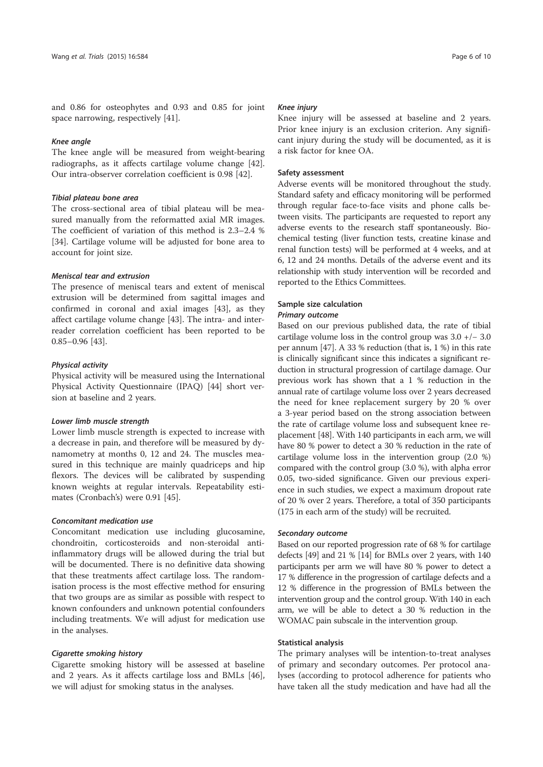and 0.86 for osteophytes and 0.93 and 0.85 for joint space narrowing, respectively [41].

#### *Knee angle*

The knee angle will be measured from weight-bearing radiographs, as it affects cartilage volume change [42]. Our intra-observer correlation coefficient is 0.98 [42].

#### *Tibial plateau bone area*

The cross-sectional area of tibial plateau will be measured manually from the reformatted axial MR images. The coefficient of variation of this method is 2.3–2.4 % [34]. Cartilage volume will be adjusted for bone area to account for joint size.

#### *Meniscal tear and extrusion*

The presence of meniscal tears and extent of meniscal extrusion will be determined from sagittal images and confirmed in coronal and axial images [43], as they affect cartilage volume change [43]. The intra- and inter-reader correlation coefficient has been reported to be 0.85–0.96 [43].

#### *Physical activity*

Physical activity will be measured using the International Physical Activity Questionnaire (IPAQ) [44] short version at baseline and 2 years.

#### *Lower limb muscle strength*

Lower limb muscle strength is expected to increase with a decrease in pain, and therefore will be measured by dynamometry at months 0, 12 and 24. The muscles measured in this technique are mainly quadriceps and hip flexors. The devices will be calibrated by suspending known weights at regular intervals. Repeatability estimates (Cronbach's) were 0.91 [45].

#### *Concomitant medication use*

Concomitant medication use including glucosamine, chondroitin, corticosteroids and non-steroidal anti-inflammatory drugs will be allowed during the trial but will be documented. There is no definitive data showing that these treatments affect cartilage loss. The randomisation process is the most effective method for ensuring that two groups are as similar as possible with respect to known confounders and unknown potential confounders including treatments. We will adjust for medication use in the analyses.

#### *Cigarette smoking history*

Cigarette smoking history will be assessed at baseline and 2 years. As it affects cartilage loss and BMLs [46], we will adjust for smoking status in the analyses.

#### *Knee injury*

Knee injury will be assessed at baseline and 2 years. Prior knee injury is an exclusion criterion. Any significant injury during the study will be documented, as it is a risk factor for knee OA.

### Safety assessment

Adverse events will be monitored throughout the study. Standard safety and efficacy monitoring will be performed through regular face-to-face visits and phone calls between visits. The participants are requested to report any adverse events to the research staff spontaneously. Biochemical testing (liver function tests, creatine kinase and renal function tests) will be performed at 4 weeks, and at 6, 12 and 24 months. Details of the adverse event and its relationship with study intervention will be recorded and reported to the Ethics Committees.

### Sample size calculation

#### *Primary outcome*

Based on our previous published data, the rate of tibial cartilage volume loss in the control group was 3.0 +/− 3.0 per annum [47]. A 33 % reduction (that is, 1 %) in this rate is clinically significant since this indicates a significant reduction in structural progression of cartilage damage. Our previous work has shown that a 1 % reduction in the annual rate of cartilage volume loss over 2 years decreased the need for knee replacement surgery by 20 % over a 3-year period based on the strong association between the rate of cartilage volume loss and subsequent knee replacement [48]. With 140 participants in each arm, we will have 80 % power to detect a 30 % reduction in the rate of cartilage volume loss in the intervention group (2.0 %) compared with the control group (3.0 %), with alpha error 0.05, two-sided significance. Given our previous experience in such studies, we expect a maximum dropout rate of 20 % over 2 years. Therefore, a total of 350 participants (175 in each arm of the study) will be recruited.

#### *Secondary outcome*

Based on our reported progression rate of 68 % for cartilage defects [49] and 21 % [14] for BMLs over 2 years, with 140 participants per arm we will have 80 % power to detect a 17 % difference in the progression of cartilage defects and a 12 % difference in the progression of BMLs between the intervention group and the control group. With 140 in each arm, we will be able to detect a 30 % reduction in the WOMAC pain subscale in the intervention group.

### Statistical analysis

The primary analyses will be intention-to-treat analyses of primary and secondary outcomes. Per protocol analyses (according to protocol adherence for patients who have taken all the study medication and have had all the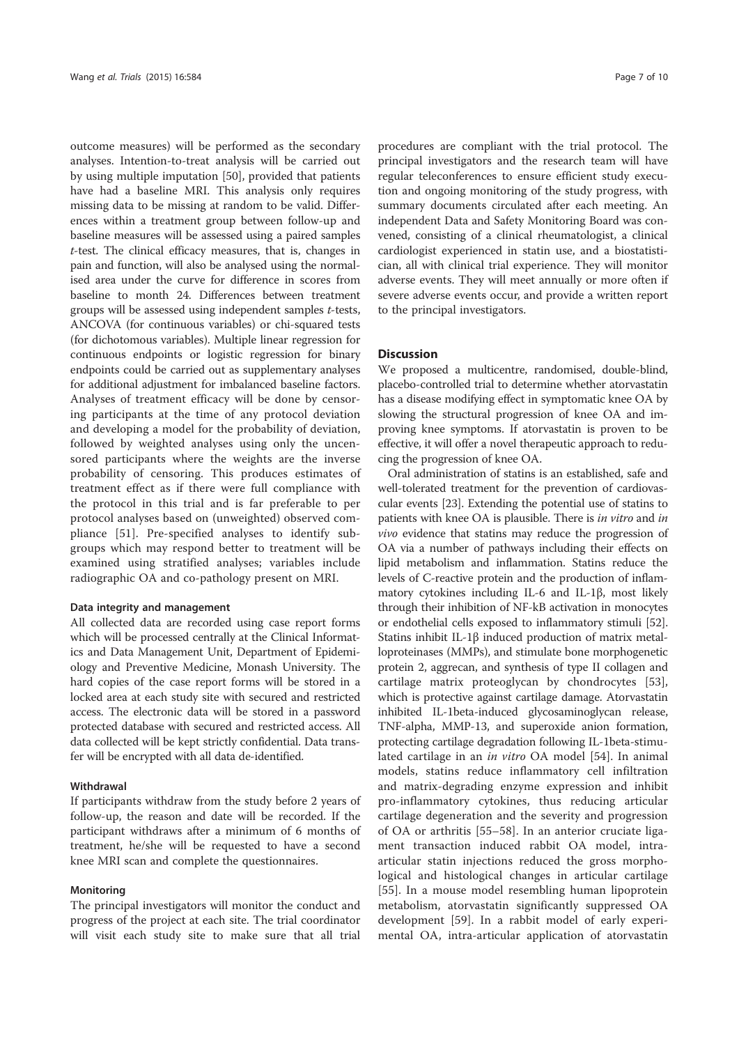outcome measures) will be performed as the secondary analyses. Intention-to-treat analysis will be carried out by using multiple imputation [50], provided that patients have had a baseline MRI. This analysis only requires missing data to be missing at random to be valid. Differences within a treatment group between follow-up and baseline measures will be assessed using a paired samples *t*-test. The clinical efficacy measures, that is, changes in pain and function, will also be analysed using the normalised area under the curve for difference in scores from baseline to month 24. Differences between treatment groups will be assessed using independent samples *t*-tests, ANCOVA (for continuous variables) or chi-squared tests (for dichotomous variables). Multiple linear regression for continuous endpoints or logistic regression for binary endpoints could be carried out as supplementary analyses for additional adjustment for imbalanced baseline factors. Analyses of treatment efficacy will be done by censoring participants at the time of any protocol deviation and developing a model for the probability of deviation, followed by weighted analyses using only the uncensored participants where the weights are the inverse probability of censoring. This produces estimates of treatment effect as if there were full compliance with the protocol in this trial and is far preferable to per protocol analyses based on (unweighted) observed compliance [51]. Pre-specified analyses to identify subgroups which may respond better to treatment will be examined using stratified analyses; variables include radiographic OA and co-pathology present on MRI.

#### Data integrity and management

All collected data are recorded using case report forms which will be processed centrally at the Clinical Informatics and Data Management Unit, Department of Epidemiology and Preventive Medicine, Monash University. The hard copies of the case report forms will be stored in a locked area at each study site with secured and restricted access. The electronic data will be stored in a password protected database with secured and restricted access. All data collected will be kept strictly confidential. Data transfer will be encrypted with all data de-identified.

#### Withdrawal

If participants withdraw from the study before 2 years of follow-up, the reason and date will be recorded. If the participant withdraws after a minimum of 6 months of treatment, he/she will be requested to have a second knee MRI scan and complete the questionnaires.

#### Monitoring

The principal investigators will monitor the conduct and progress of the project at each site. The trial coordinator will visit each study site to make sure that all trial procedures are compliant with the trial protocol. The principal investigators and the research team will have regular teleconferences to ensure efficient study execution and ongoing monitoring of the study progress, with summary documents circulated after each meeting. An independent Data and Safety Monitoring Board was convened, consisting of a clinical rheumatologist, a clinical cardiologist experienced in statin use, and a biostatistician, all with clinical trial experience. They will monitor adverse events. They will meet annually or more often if severe adverse events occur, and provide a written report to the principal investigators.

## Discussion

We proposed a multicentre, randomised, double-blind, placebo-controlled trial to determine whether atorvastatin has a disease modifying effect in symptomatic knee OA by slowing the structural progression of knee OA and improving knee symptoms. If atorvastatin is proven to be effective, it will offer a novel therapeutic approach to reducing the progression of knee OA.

Oral administration of statins is an established, safe and well-tolerated treatment for the prevention of cardiovascular events [23]. Extending the potential use of statins to patients with knee OA is plausible. There is *in vitro* and *in vivo* evidence that statins may reduce the progression of OA via a number of pathways including their effects on lipid metabolism and inflammation. Statins reduce the levels of C-reactive protein and the production of inflammatory cytokines including IL-6 and IL-1β, most likely through their inhibition of NF-kB activation in monocytes or endothelial cells exposed to inflammatory stimuli [52]. Statins inhibit IL-1β induced production of matrix metalloproteinases (MMPs), and stimulate bone morphogenetic protein 2, aggrecan, and synthesis of type II collagen and cartilage matrix proteoglycan by chondrocytes [53], which is protective against cartilage damage. Atorvastatin inhibited IL-1beta-induced glycosaminoglycan release, TNF-alpha, MMP-13, and superoxide anion formation, protecting cartilage degradation following IL-1beta-stimulated cartilage in an *in vitro* OA model [54]. In animal models, statins reduce inflammatory cell infiltration and matrix-degrading enzyme expression and inhibit pro-inflammatory cytokines, thus reducing articular cartilage degeneration and the severity and progression of OA or arthritis [55–58]. In an anterior cruciate ligament transaction induced rabbit OA model, intra-articular statin injections reduced the gross morphological and histological changes in articular cartilage [55]. In a mouse model resembling human lipoprotein metabolism, atorvastatin significantly suppressed OA development [59]. In a rabbit model of early experimental OA, intra-articular application of atorvastatin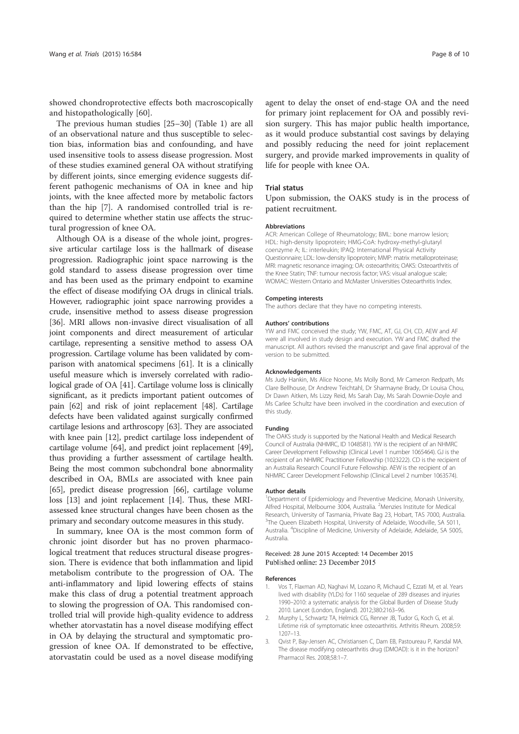showed chondroprotective effects both macroscopically and histopathologically [60].

The previous human studies [25–30] (Table 1) are all of an observational nature and thus susceptible to selection bias, information bias and confounding, and have used insensitive tools to assess disease progression. Most of these studies examined general OA without stratifying by different joints, since emerging evidence suggests different pathogenic mechanisms of OA in knee and hip joints, with the knee affected more by metabolic factors than the hip [7]. A randomised controlled trial is required to determine whether statin use affects the structural progression of knee OA.

Although OA is a disease of the whole joint, progressive articular cartilage loss is the hallmark of disease progression. Radiographic joint space narrowing is the gold standard to assess disease progression over time and has been used as the primary endpoint to examine the effect of disease modifying OA drugs in clinical trials. However, radiographic joint space narrowing provides a crude, insensitive method to assess disease progression [36]. MRI allows non-invasive direct visualisation of all joint components and direct measurement of articular cartilage, representing a sensitive method to assess OA progression. Cartilage volume has been validated by comparison with anatomical specimens [61]. It is a clinically useful measure which is inversely correlated with radiological grade of OA [41]. Cartilage volume loss is clinically significant, as it predicts important patient outcomes of pain [62] and risk of joint replacement [48]. Cartilage defects have been validated against surgically confirmed cartilage lesions and arthroscopy [63]. They are associated with knee pain [12], predict cartilage loss independent of cartilage volume [64], and predict joint replacement [49], thus providing a further assessment of cartilage health. Being the most common subchondral bone abnormality described in OA, BMLs are associated with knee pain [65], predict disease progression [66], cartilage volume loss [13] and joint replacement [14]. Thus, these MRI-assessed knee structural changes have been chosen as the primary and secondary outcome measures in this study.

In summary, knee OA is the most common form of chronic joint disorder but has no proven pharmacological treatment that reduces structural disease progression. There is evidence that both inflammation and lipid metabolism contribute to the progression of OA. The anti-inflammatory and lipid lowering effects of stains make this class of drug a potential treatment approach to slowing the progression of OA. This randomised controlled trial will provide high-quality evidence to address whether atorvastatin has a novel disease modifying effect in OA by delaying the structural and symptomatic progression of knee OA. If demonstrated to be effective, atorvastatin could be used as a novel disease modifying agent to delay the onset of end-stage OA and the need for primary joint replacement for OA and possibly revision surgery. This has major public health importance, as it would produce substantial cost savings by delaying and possibly reducing the need for joint replacement surgery, and provide marked improvements in quality of life for people with knee OA.

## Trial status

Upon submission, the OAKS study is in the process of patient recruitment.

#### Abbreviations

ACR: American College of Rheumatology; BML: bone marrow lesion; HDL: high-density lipoprotein; HMG-CoA: hydroxy-methyl-glutaryl coenzyme A; IL: interleukin; IPAQ: International Physical Activity Questionnaire; LDL: low-density lipoprotein; MMP: matrix metalloproteinase; MRI: magnetic resonance imaging; OA: osteoarthritis; OAKS: Osteoarthritis of the Knee Statin; TNF: tumour necrosis factor; VAS: visual analogue scale; WOMAC: Western Ontario and McMaster Universities Osteoarthritis Index.

#### Competing interests

The authors declare that they have no competing interests.

#### Authors' contributions

YW and FMC conceived the study; YW, FMC, AT, GJ, CH, CD, AEW and AF were all involved in study design and execution. YW and FMC drafted the manuscript. All authors revised the manuscript and gave final approval of the version to be submitted.

#### Acknowledgements

Ms Judy Hankin, Ms Alice Noone, Ms Molly Bond, Mr Cameron Redpath, Ms Clare Bellhouse, Dr Andrew Teichtahl, Dr Sharmayne Brady, Dr Louisa Chou, Dr Dawn Aitken, Ms Lizzy Reid, Ms Sarah Day, Ms Sarah Downie-Doyle and Ms Carlee Schultz have been involved in the coordination and execution of this study.

#### Funding

The OAKS study is supported by the National Health and Medical Research Council of Australia (NHMRC, ID 1048581). YW is the recipient of an NHMRC Career Development Fellowship (Clinical Level 1 number 1065464). GJ is the recipient of an NHMRC Practitioner Fellowship (1023222). CD is the recipient of an Australia Research Council Future Fellowship. AEW is the recipient of an NHMRC Career Development Fellowship (Clinical Level 2 number 1063574).

#### Author details

[1]Department of Epidemiology and Preventive Medicine, Monash University, Alfred Hospital, Melbourne 3004, Australia. [2]Menzies Institute for Medical Research, University of Tasmania, Private Bag 23, Hobart, TAS 7000, Australia. [3]The Queen Elizabeth Hospital, University of Adelaide, Woodville, SA 5011, Australia. [4]Discipline of Medicine, University of Adelaide, Adelaide, SA 5005, Australia.

Received: 28 June 2015 Accepted: 14 December 2015
Published online: 23 December 2015

#### References

1. Vos T, Flaxman AD, Naghavi M, Lozano R, Michaud C, Ezzati M, et al. Years lived with disability (YLDs) for 1160 sequelae of 289 diseases and injuries 1990–2010: a systematic analysis for the Global Burden of Disease Study 2010. Lancet (London, England). 2012;380:2163–96.
2. Murphy L, Schwartz TA, Helmick CG, Renner JB, Tudor G, Koch G, et al. Lifetime risk of symptomatic knee osteoarthritis. Arthritis Rheum. 2008;59:1207–13.
3. Qvist P, Bay-Jensen AC, Christiansen C, Dam EB, Pastoureau P, Karsdal MA. The disease modifying osteoarthritis drug (DMOAD): is it in the horizon? Pharmacol Res. 2008;58:1–7.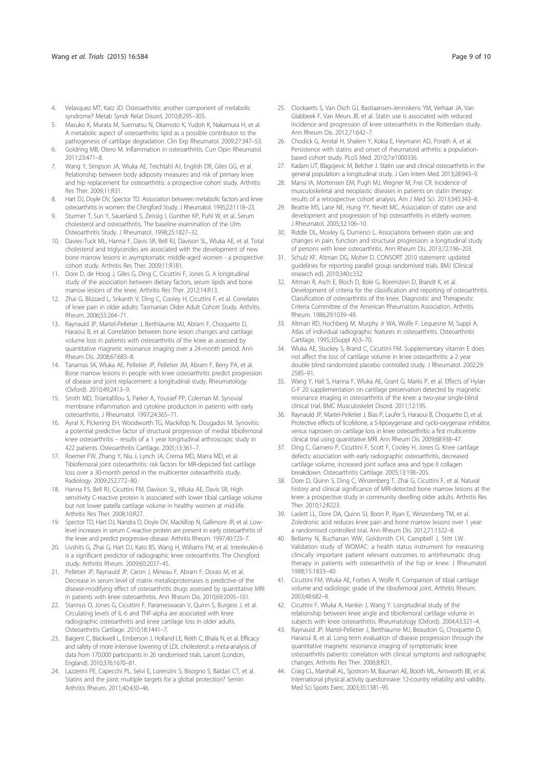4. Velasquez MT, Katz JD. Osteoarthritis: another component of metabolic syndrome? Metab Syndr Relat Disord. 2010;8:295–305.
5. Masuko K, Murata M, Suematsu N, Okamoto K, Yudoh K, Nakamura H, et al. A metabolic aspect of osteoarthritis: lipid as a possible contributor to the pathogenesis of cartilage degradation. Clin Exp Rheumatol. 2009;27:347–53.
6. Goldring MB, Otero M. Inflammation in osteoarthritis. Curr Opin Rheumatol. 2011;23:471–8.
7. Wang Y, Simpson JA, Wluka AE, Teichtahl AJ, English DR, Giles GG, et al. Relationship between body adiposity measures and risk of primary knee and hip replacement for osteoarthritis: a prospective cohort study. Arthritis Res Ther. 2009;11:R31.
8. Hart DJ, Doyle DV, Spector TD. Association between metabolic factors and knee osteoarthritis in women: the Chingford Study. J Rheumatol. 1995;22:1118–23.
9. Sturmer T, Sun Y, Sauerland S, Zeissig I, Gunther KP, Puhl W, et al. Serum cholesterol and osteoarthritis. The baseline examination of the Ulm Osteoarthritis Study. J Rheumatol. 1998;25:1827–32.
10. Davies-Tuck ML, Hanna F, Davis SR, Bell RJ, Davison SL, Wluka AE, et al. Total cholesterol and triglycerides are associated with the development of new bone marrow lesions in asymptomatic middle-aged women - a prospective cohort study. Arthritis Res Ther. 2009;11:R181.
11. Dore D, de Hoog J, Giles G, Ding C, Cicuttini F, Jones G. A longitudinal study of the association between dietary factors, serum lipids and bone marrow lesions of the knee. Arthritis Res Ther. 2012;14:R13.
12. Zhai G, Blizzard L, Srikanth V, Ding C, Cooley H, Cicuttini F, et al. Correlates of knee pain in older adults: Tasmanian Older Adult Cohort Study. Arthritis Rheum. 2006;55:264–71.
13. Raynauld JP, Martel-Pelletier J, Berthiaume MJ, Abram F, Choquette D, Haraoui B, et al. Correlation between bone lesion changes and cartilage volume loss in patients with osteoarthritis of the knee as assessed by quantitative magnetic resonance imaging over a 24-month period. Ann Rheum Dis. 2008;67:683–8.
14. Tanamas SK, Wluka AE, Pelletier JP, Pelletier JM, Abram F, Berry PA, et al. Bone marrow lesions in people with knee osteoarthritis predict progression of disease and joint replacement: a longitudinal study. Rheumatology (Oxford). 2010;49:2413–9.
15. Smith MD, Triantafillou S, Parker A, Youssef PP, Coleman M. Synovial membrane inflammation and cytokine production in patients with early osteoarthritis. J Rheumatol. 1997;24:365–71.
16. Ayral X, Pickering EH, Woodworth TG, Mackillop N, Dougados M. Synovitis: a potential predictive factor of structural progression of medial tibiofemoral knee osteoarthritis – results of a 1 year longitudinal arthroscopic study in 422 patients. Osteoarthritis Cartilage. 2005;13:361–7.
17. Roemer FW, Zhang Y, Niu J, Lynch JA, Crema MD, Marra MD, et al. Tibiofemoral joint osteoarthritis: risk factors for MR-depicted fast cartilage loss over a 30-month period in the multicenter osteoarthritis study. Radiology. 2009;252:772–80.
18. Hanna FS, Bell RJ, Cicuttini FM, Davison SL, Wluka AE, Davis SR. High sensitivity C-reactive protein is associated with lower tibial cartilage volume but not lower patella cartilage volume in healthy women at mid-life. Arthritis Res Ther. 2008;10:R27.
19. Spector TD, Hart DJ, Nandra D, Doyle DV, Mackillop N, Gallimore JR, et al. Low-level increases in serum C-reactive protein are present in early osteoarthritis of the knee and predict progressive disease. Arthritis Rheum. 1997;40:723–7.
20. Livshits G, Zhai G, Hart DJ, Kato BS, Wang H, Williams FM, et al. Interleukin-6 is a significant predictor of radiographic knee osteoarthritis: The Chingford study. Arthritis Rheum. 2009;60:2037–45.
21. Pelletier JP, Raynauld JP, Caron J, Mineau F, Abram F, Dorais M, et al. Decrease in serum level of matrix metalloproteinases is predictive of the disease-modifying effect of osteoarthritis drugs assessed by quantitative MRI in patients with knee osteoarthritis. Ann Rheum Dis. 2010;69:2095–101.
22. Stannus O, Jones G, Cicuttini F, Parameswaran V, Quinn S, Burgess J, et al. Circulating levels of IL-6 and TNF-alpha are associated with knee radiographic osteoarthritis and knee cartilage loss in older adults. Osteoarthritis Cartilage. 2010;18:1441–7.
23. Baigent C, Blackwell L, Emberson J, Holland LE, Reith C, Bhala N, et al. Efficacy and safety of more intensive lowering of LDL cholesterol: a meta-analysis of data from 170,000 participants in 26 randomised trials. Lancet (London, England). 2010;376:1670–81.
24. Lazzerini PE, Capecchi PL, Selvi E, Lorenzini S, Bisogno S, Baldari CT, et al. Statins and the joint: multiple targets for a global protection? Semin Arthritis Rheum. 2011;40:430–46.
25. Clockaerts S, Van Osch GJ, Bastiaansen-Jenniskens YM, Verhaar JA, Van Glabbeek F, Van Meurs JB, et al. Statin use is associated with reduced incidence and progression of knee osteoarthritis in the Rotterdam study. Ann Rheum Dis. 2012;71:642–7.
26. Chodick G, Amital H, Shalem Y, Kokia E, Heymann AD, Porath A, et al. Persistence with statins and onset of rheumatoid arthritis: a population-based cohort study. PLoS Med. 2010;7:e1000336.
27. Kadam UT, Blagojevic M, Belcher J. Statin use and clinical osteoarthritis in the general population: a longitudinal study. J Gen Intern Med. 2013;28:943–9.
28. Mansi IA, Mortensen EM, Pugh MJ, Wegner M, Frei CR. Incidence of musculoskeletal and neoplastic diseases in patients on statin therapy: results of a retrospective cohort analysis. Am J Med Sci. 2013;345:343–8.
29. Beattie MS, Lane NE, Hung YY, Nevitt MC. Association of statin use and development and progression of hip osteoarthritis in elderly women. J Rheumatol. 2005;32:106–10.
30. Riddle DL, Moxley G, Dumenci L. Associations between statin use and changes in pain, function and structural progression: a longitudinal study of persons with knee osteoarthritis. Ann Rheum Dis. 2013;72:196–203.
31. Schulz KF, Altman DG, Moher D. CONSORT 2010 statement: updated guidelines for reporting parallel group randomised trials. BMJ (Clinical research ed). 2010;340:c332.
32. Altman R, Asch E, Bloch D, Bole G, Borenstein D, Brandt K, et al. Development of criteria for the classification and reporting of osteoarthritis. Classification of osteoarthritis of the knee. Diagnostic and Therapeutic Criteria Committee of the American Rheumatism Association. Arthritis Rheum. 1986;29:1039–49.
33. Altman RD, Hochberg M, Murphy Jr WA, Wolfe F, Lequesne M, Suppl A. Atlas of individual radiographic features in osteoarthritis. Osteoarthritis Cartilage. 1995;3(Suppl A):3–70.
34. Wluka AE, Stuckey S, Brand C, Cicuttini FM. Supplementary vitamin E does not affect the loss of cartilage volume in knee osteoarthritis: a 2 year double blind randomized placebo controlled study. J Rheumatol. 2002;29: 2585–91.
35. Wang Y, Hall S, Hanna F, Wluka AE, Grant G, Marks P, et al. Effects of Hylan G-F 20 supplementation on cartilage preservation detected by magnetic resonance imaging in osteoarthritis of the knee: a two-year single-blind clinical trial. BMC Musculoskelet Disord. 2011;12:195.
36. Raynauld JP, Martel-Pelletier J, Bias P, Laufer S, Haraoui B, Choquette D, et al. Protective effects of licofelone, a 5-lipoxygenase and cyclo-oxygenase inhibitor, versus naproxen on cartilage loss in knee osteoarthritis: a first multicentre clinical trial using quantitative MRI. Ann Rheum Dis. 2009;68:938–47.
37. Ding C, Garnero P, Cicuttini F, Scott F, Cooley H, Jones G. Knee cartilage defects: association with early radiographic osteoarthritis, decreased cartilage volume, increased joint surface area and type II collagen breakdown. Osteoarthritis Cartilage. 2005;13:198–205.
38. Dore D, Quinn S, Ding C, Winzenberg T, Zhai G, Cicuttini F, et al. Natural history and clinical significance of MRI-detected bone marrow lesions at the knee: a prospective study in community dwelling older adults. Arthritis Res Ther. 2010;12:R223.
39. Laslett LL, Dore DA, Quinn SJ, Boon P, Ryan E, Winzenberg TM, et al. Zoledronic acid reduces knee pain and bone marrow lesions over 1 year: a randomised controlled trial. Ann Rheum Dis. 2012;71:1322–8.
40. Bellamy N, Buchanan WW, Goldsmith CH, Campbell J, Stitt LW. Validation study of WOMAC: a health status instrument for measuring clinically important patient relevant outcomes to antirheumatic drug therapy in patients with osteoarthritis of the hip or knee. J Rheumatol. 1988;15:1833–40.
41. Cicuttini FM, Wluka AE, Forbes A, Wolfe R. Comparison of tibial cartilage volume and radiologic grade of the tibiofemoral joint. Arthritis Rheum. 2003;48:682–8.
42. Cicuttini F, Wluka A, Hankin J, Wang Y. Longitudinal study of the relationship between knee angle and tibiofemoral cartilage volume in subjects with knee osteoarthritis. Rheumatology (Oxford). 2004;43:321–4.
43. Raynauld JP, Martel-Pelletier J, Berthiaume MJ, Beaudoin G, Choquette D, Haraoui B, et al. Long term evaluation of disease progression through the quantitative magnetic resonance imaging of symptomatic knee osteoarthritis patients: correlation with clinical symptoms and radiographic changes. Arthritis Res Ther. 2006;8:R21.
44. Craig CL, Marshall AL, Sjostrom M, Bauman AE, Booth ML, Ainsworth BE, et al. International physical activity questionnaire: 12-country reliability and validity. Med Sci Sports Exerc. 2003;35:1381–95.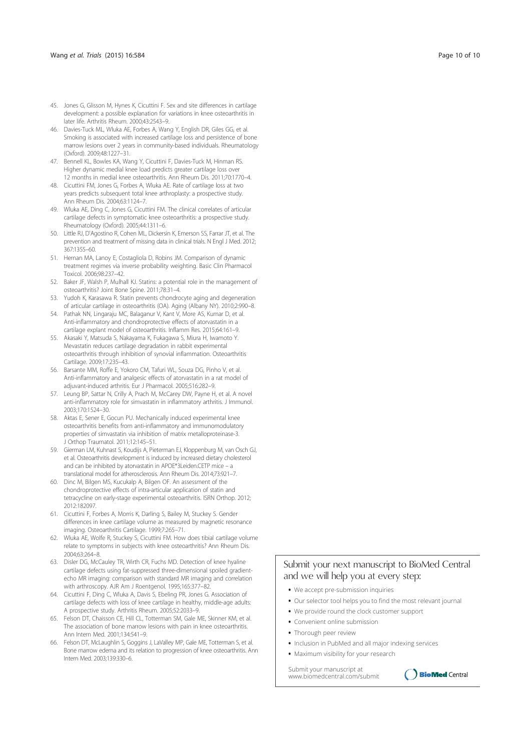45. Jones G, Glisson M, Hynes K, Cicuttini F. Sex and site differences in cartilage development: a possible explanation for variations in knee osteoarthritis in later life. Arthritis Rheum. 2000;43:2543–9.
46. Davies-Tuck ML, Wluka AE, Forbes A, Wang Y, English DR, Giles GG, et al. Smoking is associated with increased cartilage loss and persistence of bone marrow lesions over 2 years in community-based individuals. Rheumatology (Oxford). 2009;48:1227–31.
47. Bennell KL, Bowles KA, Wang Y, Cicuttini F, Davies-Tuck M, Hinman RS. Higher dynamic medial knee load predicts greater cartilage loss over 12 months in medial knee osteoarthritis. Ann Rheum Dis. 2011;70:1770–4.
48. Cicuttini FM, Jones G, Forbes A, Wluka AE. Rate of cartilage loss at two years predicts subsequent total knee arthroplasty: a prospective study. Ann Rheum Dis. 2004;63:1124–7.
49. Wluka AE, Ding C, Jones G, Cicuttini FM. The clinical correlates of articular cartilage defects in symptomatic knee osteoarthritis: a prospective study. Rheumatology (Oxford). 2005;44:1311–6.
50. Little RJ, D'Agostino R, Cohen ML, Dickersin K, Emerson SS, Farrar JT, et al. The prevention and treatment of missing data in clinical trials. N Engl J Med. 2012; 367:1355–60.
51. Hernan MA, Lanoy E, Costagliola D, Robins JM. Comparison of dynamic treatment regimes via inverse probability weighting. Basic Clin Pharmacol Toxicol. 2006;98:237–42.
52. Baker JF, Walsh P, Mulhall KJ. Statins: a potential role in the management of osteoarthritis? Joint Bone Spine. 2011;78:31–4.
53. Yudoh K, Karasawa R. Statin prevents chondrocyte aging and degeneration of articular cartilage in osteoarthritis (OA). Aging (Albany NY). 2010;2:990–8.
54. Pathak NN, Lingaraju MC, Balaganur V, Kant V, More AS, Kumar D, et al. Anti-inflammatory and chondroprotective effects of atorvastatin in a cartilage explant model of osteoarthritis. Inflamm Res. 2015;64:161–9.
55. Akasaki Y, Matsuda S, Nakayama K, Fukagawa S, Miura H, Iwamoto Y. Mevastatin reduces cartilage degradation in rabbit experimental osteoarthritis through inhibition of synovial inflammation. Osteoarthritis Cartilage. 2009;17:235–43.
56. Barsante MM, Roffe E, Yokoro CM, Tafuri WL, Souza DG, Pinho V, et al. Anti-inflammatory and analgesic effects of atorvastatin in a rat model of adjuvant-induced arthritis. Eur J Pharmacol. 2005;516:282–9.
57. Leung BP, Sattar N, Crilly A, Prach M, McCarey DW, Payne H, et al. A novel anti-inflammatory role for simvastatin in inflammatory arthritis. J Immunol. 2003;170:1524–30.
58. Aktas E, Sener E, Gocun PU. Mechanically induced experimental knee osteoarthritis benefits from anti-inflammatory and immunomodulatory properties of simvastatin via inhibition of matrix metalloproteinase-3. J Orthop Traumatol. 2011;12:145–51.
59. Gierman LM, Kuhnast S, Koudijs A, Pieterman EJ, Kloppenburg M, van Osch GJ, et al. Osteoarthritis development is induced by increased dietary cholesterol and can be inhibited by atorvastatin in APOE*3Leiden.CETP mice – a translational model for atherosclerosis. Ann Rheum Dis. 2014;73:921–7.
60. Dinc M, Bilgen MS, Kucukalp A, Bilgen OF. An assessment of the chondroprotective effects of intra-articular application of statin and tetracycline on early-stage experimental osteoarthritis. ISRN Orthop. 2012; 2012:182097.
61. Cicuttini F, Forbes A, Morris K, Darling S, Bailey M, Stuckey S. Gender differences in knee cartilage volume as measured by magnetic resonance imaging. Osteoarthritis Cartilage. 1999;7:265–71.
62. Wluka AE, Wolfe R, Stuckey S, Cicuttini FM. How does tibial cartilage volume relate to symptoms in subjects with knee osteoarthritis? Ann Rheum Dis. 2004;63:264–8.
63. Disler DG, McCauley TR, Wirth CR, Fuchs MD. Detection of knee hyaline cartilage defects using fat-suppressed three-dimensional spoiled gradient-echo MR imaging: comparison with standard MR imaging and correlation with arthroscopy. AJR Am J Roentgenol. 1995;165:377–82.
64. Cicuttini F, Ding C, Wluka A, Davis S, Ebeling PR, Jones G. Association of cartilage defects with loss of knee cartilage in healthy, middle-age adults: A prospective study. Arthritis Rheum. 2005;52:2033–9.
65. Felson DT, Chaisson CE, Hill CL, Totterman SM, Gale ME, Skinner KM, et al. The association of bone marrow lesions with pain in knee osteoarthritis. Ann Intern Med. 2001;134:541–9.
66. Felson DT, McLaughlin S, Goggins J, LaValley MP, Gale ME, Totterman S, et al. Bone marrow edema and its relation to progression of knee osteoarthritis. Ann Intern Med. 2003;139:330–6.

Submit your next manuscript to BioMed Central and we will help you at every step:

- We accept pre-submission inquiries
- Our selector tool helps you to find the most relevant journal
- We provide round the clock customer support
- Convenient online submission
- Thorough peer review
- Inclusion in PubMed and all major indexing services
- Maximum visibility for your research

Submit your manuscript at www.biomedcentral.com/submit

BioMed Central